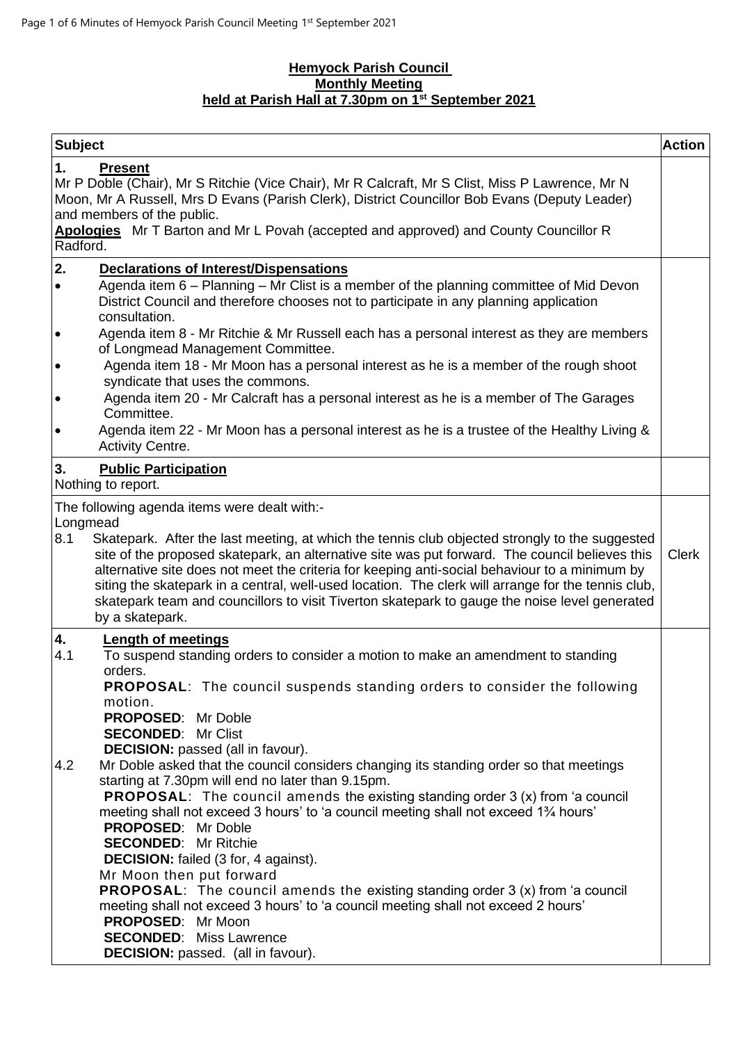# Hemyock Parish Council
## Monthly Meeting
### held at Parish Hall at 7.30pm on 1st September 2021

| Subject | Action |
|---|---|
| **1. Present**<br>Mr P Doble (Chair), Mr S Ritchie (Vice Chair), Mr R Calcraft, Mr S Clist, Miss P Lawrence, Mr N Moon, Mr A Russell, Mrs D Evans (Parish Clerk), District Councillor Bob Evans (Deputy Leader) and members of the public.<br>**Apologies** Mr T Barton and Mr L Povah (accepted and approved) and County Councillor R Radford. | |
| **2. Declarations of Interest/Dispensations**<br>• Agenda item 6 – Planning – Mr Clist is a member of the planning committee of Mid Devon District Council and therefore chooses not to participate in any planning application consultation.<br>• Agenda item 8 - Mr Ritchie & Mr Russell each has a personal interest as they are members of Longmead Management Committee.<br>• Agenda item 18 - Mr Moon has a personal interest as he is a member of the rough shoot syndicate that uses the commons.<br>• Agenda item 20 - Mr Calcraft has a personal interest as he is a member of The Garages Committee.<br>• Agenda item 22 - Mr Moon has a personal interest as he is a trustee of the Healthy Living & Activity Centre. | |
| **3. Public Participation**<br>Nothing to report. | |
| The following agenda items were dealt with:-<br>Longmead<br>8.1 Skatepark. After the last meeting, at which the tennis club objected strongly to the suggested site of the proposed skatepark, an alternative site was put forward. The council believes this alternative site does not meet the criteria for keeping anti-social behaviour to a minimum by siting the skatepark in a central, well-used location. The clerk will arrange for the tennis club, skatepark team and councillors to visit Tiverton skatepark to gauge the noise level generated by a skatepark. | Clerk |
| **4. Length of meetings**<br>4.1 To suspend standing orders to consider a motion to make an amendment to standing orders.<br>**PROPOSAL**: The council suspends standing orders to consider the following motion.<br>**PROPOSED**: Mr Doble<br>**SECONDED**: Mr Clist<br>**DECISION:** passed (all in favour).<br>4.2 Mr Doble asked that the council considers changing its standing order so that meetings starting at 7.30pm will end no later than 9.15pm.<br>**PROPOSAL**: The council amends the existing standing order 3 (x) from 'a council meeting shall not exceed 3 hours' to 'a council meeting shall not exceed 1¾ hours'<br>**PROPOSED**: Mr Doble<br>**SECONDED**: Mr Ritchie<br>**DECISION:** failed (3 for, 4 against).<br>Mr Moon then put forward<br>**PROPOSAL**: The council amends the existing standing order 3 (x) from 'a council meeting shall not exceed 3 hours' to 'a council meeting shall not exceed 2 hours'<br>**PROPOSED**: Mr Moon<br>**SECONDED**: Miss Lawrence<br>**DECISION:** passed. (all in favour). | |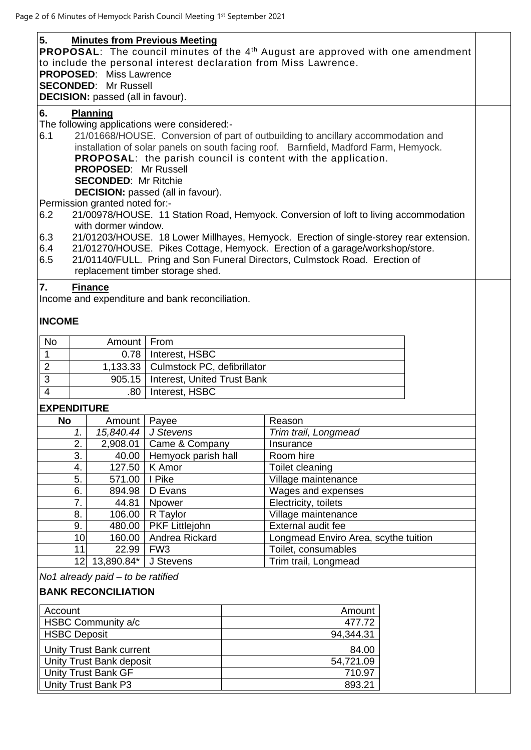## 5. Minutes from Previous Meeting

**PROPOSAL**: The council minutes of the 4th August are approved with one amendment to include the personal interest declaration from Miss Lawrence.
**PROPOSED**: Miss Lawrence
**SECONDED**: Mr Russell
**DECISION:** passed (all in favour).

## 6. Planning

The following applications were considered:-

6.1 21/01668/HOUSE. Conversion of part of outbuilding to ancillary accommodation and installation of solar panels on south facing roof. Barnfield, Madford Farm, Hemyock.
**PROPOSAL**: the parish council is content with the application.
**PROPOSED**: Mr Russell
**SECONDED**: Mr Ritchie
**DECISION:** passed (all in favour).

Permission granted noted for:-

6.2 21/00978/HOUSE. 11 Station Road, Hemyock. Conversion of loft to living accommodation with dormer window.
6.3 21/01203/HOUSE. 18 Lower Millhayes, Hemyock. Erection of single-storey rear extension.
6.4 21/01270/HOUSE. Pikes Cottage, Hemyock. Erection of a garage/workshop/store.
6.5 21/01140/FULL. Pring and Son Funeral Directors, Culmstock Road. Erection of replacement timber storage shed.

## 7. Finance

Income and expenditure and bank reconciliation.

### INCOME

| No | Amount | From |
|---|---|---|
| 1 | 0.78 | Interest, HSBC |
| 2 | 1,133.33 | Culmstock PC, defibrillator |
| 3 | 905.15 | Interest, United Trust Bank |
| 4 | .80 | Interest, HSBC |

### EXPENDITURE

| No | Amount | Payee | Reason |
|---|---|---|---|
| *1.* | *15,840.44* | *J Stevens* | *Trim trail, Longmead* |
| 2. | 2,908.01 | Came & Company | Insurance |
| 3. | 40.00 | Hemyock parish hall | Room hire |
| 4. | 127.50 | K Amor | Toilet cleaning |
| 5. | 571.00 | I Pike | Village maintenance |
| 6. | 894.98 | D Evans | Wages and expenses |
| 7. | 44.81 | Npower | Electricity, toilets |
| 8. | 106.00 | R Taylor | Village maintenance |
| 9. | 480.00 | PKF Littlejohn | External audit fee |
| 10 | 160.00 | Andrea Rickard | Longmead Enviro Area, scythe tuition |
| 11 | 22.99 | FW3 | Toilet, consumables |
| 12 | 13,890.84* | J Stevens | Trim trail, Longmead |

*No1 already paid – to be ratified*

### BANK RECONCILIATION

| Account | Amount |
|---|---|
| HSBC Community a/c | 477.72 |
| HSBC Deposit | 94,344.31 |
| Unity Trust Bank current | 84.00 |
| Unity Trust Bank deposit | 54,721.09 |
| Unity Trust Bank GF | 710.97 |
| Unity Trust Bank P3 | 893.21 |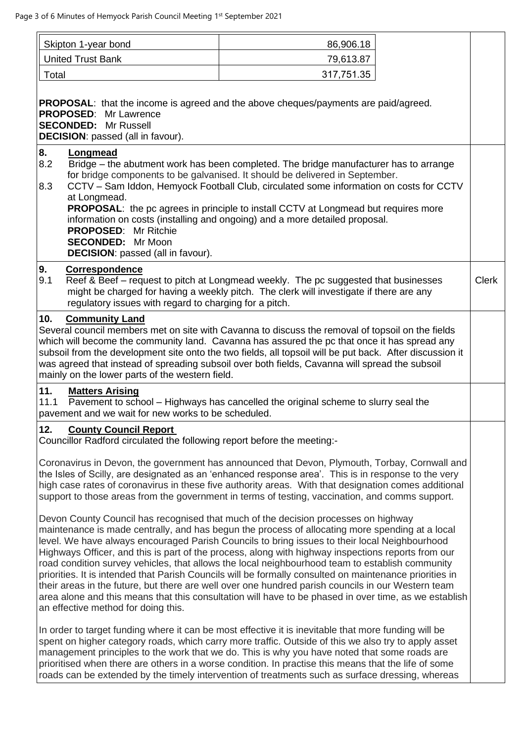| Skipton 1-year bond | 86,906.18 |
|---|---|
| United Trust Bank | 79,613.87 |
| Total | 317,751.35 |

**PROPOSAL**: that the income is agreed and the above cheques/payments are paid/agreed.
**PROPOSED**: Mr Lawrence
**SECONDED:** Mr Russell
**DECISION**: passed (all in favour).

**8. Longmead**

8.2 Bridge – the abutment work has been completed. The bridge manufacturer has to arrange for bridge components to be galvanised. It should be delivered in September.

8.3 CCTV – Sam Iddon, Hemyock Football Club, circulated some information on costs for CCTV at Longmead.
**PROPOSAL**: the pc agrees in principle to install CCTV at Longmead but requires more information on costs (installing and ongoing) and a more detailed proposal.
**PROPOSED**: Mr Ritchie
**SECONDED:** Mr Moon
**DECISION**: passed (all in favour).

**9. Correspondence**

9.1 Reef & Beef – request to pitch at Longmead weekly. The pc suggested that businesses might be charged for having a weekly pitch. The clerk will investigate if there are any regulatory issues with regard to charging for a pitch. — Clerk

**10. Community Land**

Several council members met on site with Cavanna to discuss the removal of topsoil on the fields which will become the community land. Cavanna has assured the pc that once it has spread any subsoil from the development site onto the two fields, all topsoil will be put back. After discussion it was agreed that instead of spreading subsoil over both fields, Cavanna will spread the subsoil mainly on the lower parts of the western field.

**11. Matters Arising**

11.1 Pavement to school – Highways has cancelled the original scheme to slurry seal the pavement and we wait for new works to be scheduled.

**12. County Council Report**

Councillor Radford circulated the following report before the meeting:-

Coronavirus in Devon, the government has announced that Devon, Plymouth, Torbay, Cornwall and the Isles of Scilly, are designated as an 'enhanced response area'. This is in response to the very high case rates of coronavirus in these five authority areas. With that designation comes additional support to those areas from the government in terms of testing, vaccination, and comms support.

Devon County Council has recognised that much of the decision processes on highway maintenance is made centrally, and has begun the process of allocating more spending at a local level. We have always encouraged Parish Councils to bring issues to their local Neighbourhood Highways Officer, and this is part of the process, along with highway inspections reports from our road condition survey vehicles, that allows the local neighbourhood team to establish community priorities. It is intended that Parish Councils will be formally consulted on maintenance priorities in their areas in the future, but there are well over one hundred parish councils in our Western team area alone and this means that this consultation will have to be phased in over time, as we establish an effective method for doing this.

In order to target funding where it can be most effective it is inevitable that more funding will be spent on higher category roads, which carry more traffic. Outside of this we also try to apply asset management principles to the work that we do. This is why you have noted that some roads are prioritised when there are others in a worse condition. In practise this means that the life of some roads can be extended by the timely intervention of treatments such as surface dressing, whereas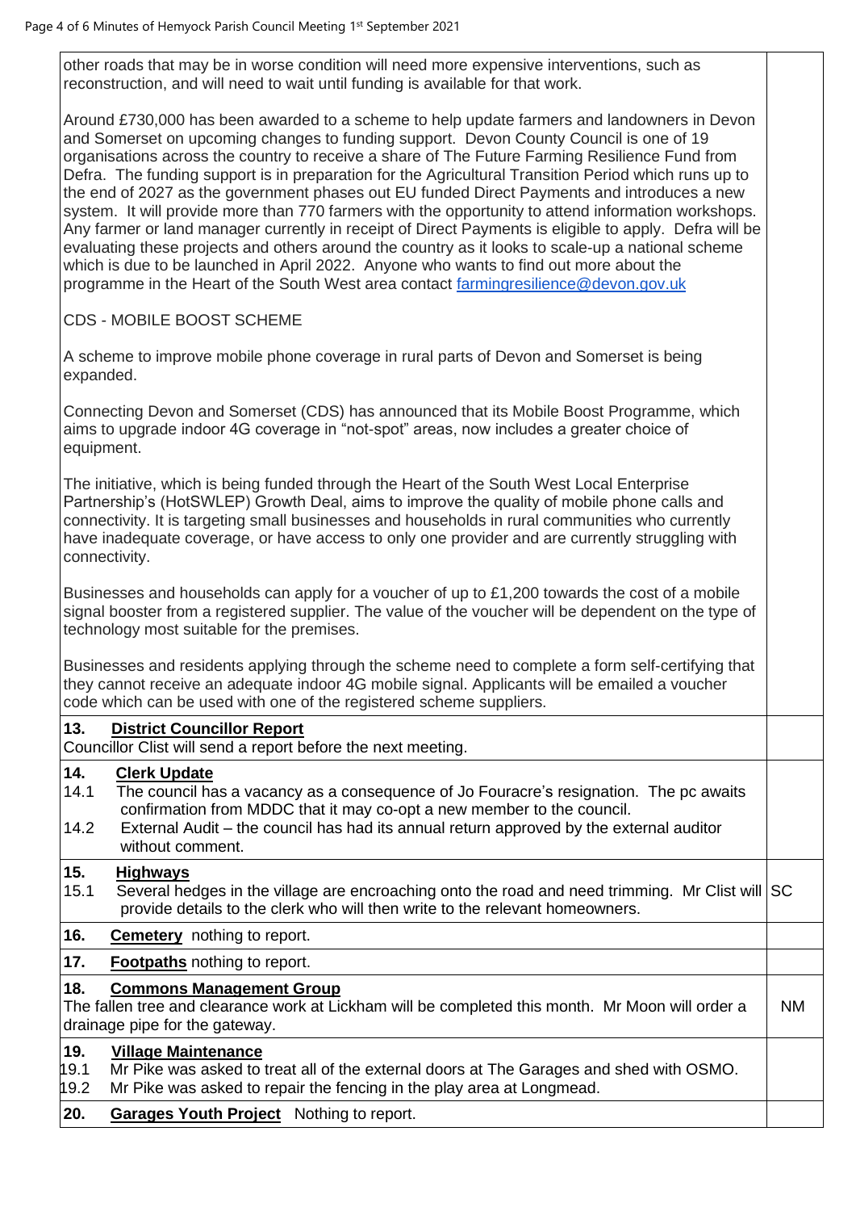| | |
|---|---|
| other roads that may be in worse condition will need more expensive interventions, such as reconstruction, and will need to wait until funding is available for that work.<br><br>Around £730,000 has been awarded to a scheme to help update farmers and landowners in Devon and Somerset on upcoming changes to funding support. Devon County Council is one of 19 organisations across the country to receive a share of The Future Farming Resilience Fund from Defra. The funding support is in preparation for the Agricultural Transition Period which runs up to the end of 2027 as the government phases out EU funded Direct Payments and introduces a new system. It will provide more than 770 farmers with the opportunity to attend information workshops. Any farmer or land manager currently in receipt of Direct Payments is eligible to apply. Defra will be evaluating these projects and others around the country as it looks to scale-up a national scheme which is due to be launched in April 2022. Anyone who wants to find out more about the programme in the Heart of the South West area contact farmingresilience@devon.gov.uk<br><br>CDS - MOBILE BOOST SCHEME<br><br>A scheme to improve mobile phone coverage in rural parts of Devon and Somerset is being expanded.<br><br>Connecting Devon and Somerset (CDS) has announced that its Mobile Boost Programme, which aims to upgrade indoor 4G coverage in "not-spot" areas, now includes a greater choice of equipment.<br><br>The initiative, which is being funded through the Heart of the South West Local Enterprise Partnership's (HotSWLEP) Growth Deal, aims to improve the quality of mobile phone calls and connectivity. It is targeting small businesses and households in rural communities who currently have inadequate coverage, or have access to only one provider and are currently struggling with connectivity.<br><br>Businesses and households can apply for a voucher of up to £1,200 towards the cost of a mobile signal booster from a registered supplier. The value of the voucher will be dependent on the type of technology most suitable for the premises.<br><br>Businesses and residents applying through the scheme need to complete a form self-certifying that they cannot receive an adequate indoor 4G mobile signal. Applicants will be emailed a voucher code which can be used with one of the registered scheme suppliers. | |
| **13. District Councillor Report**<br>Councillor Clist will send a report before the next meeting. | |
| **14. Clerk Update**<br>14.1 The council has a vacancy as a consequence of Jo Fouracre's resignation. The pc awaits confirmation from MDDC that it may co-opt a new member to the council.<br>14.2 External Audit – the council has had its annual return approved by the external auditor without comment. | |
| **15. Highways**<br>15.1 Several hedges in the village are encroaching onto the road and need trimming. Mr Clist will provide details to the clerk who will then write to the relevant homeowners. | SC |
| **16. Cemetery** nothing to report. | |
| **17. Footpaths** nothing to report. | |
| **18. Commons Management Group**<br>The fallen tree and clearance work at Lickham will be completed this month. Mr Moon will order a drainage pipe for the gateway. | NM |
| **19. Village Maintenance**<br>19.1 Mr Pike was asked to treat all of the external doors at The Garages and shed with OSMO.<br>19.2 Mr Pike was asked to repair the fencing in the play area at Longmead. | |
| **20. Garages Youth Project** Nothing to report. | |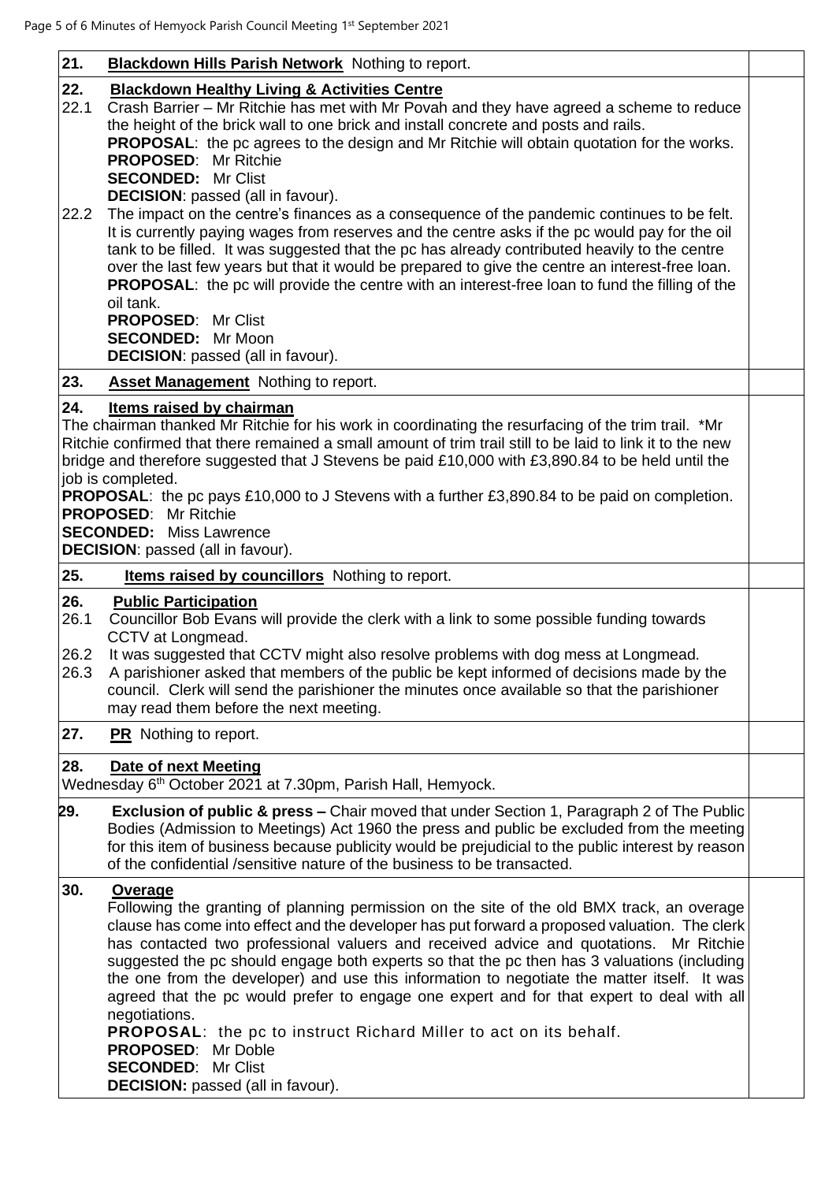| | |
|---|---|
| **21. Blackdown Hills Parish Network** Nothing to report. | |
| **22. Blackdown Healthy Living & Activities Centre**<br>22.1 Crash Barrier – Mr Ritchie has met with Mr Povah and they have agreed a scheme to reduce the height of the brick wall to one brick and install concrete and posts and rails.<br>**PROPOSAL**: the pc agrees to the design and Mr Ritchie will obtain quotation for the works.<br>**PROPOSED**: Mr Ritchie<br>**SECONDED:** Mr Clist<br>**DECISION**: passed (all in favour).<br>22.2 The impact on the centre's finances as a consequence of the pandemic continues to be felt. It is currently paying wages from reserves and the centre asks if the pc would pay for the oil tank to be filled. It was suggested that the pc has already contributed heavily to the centre over the last few years but that it would be prepared to give the centre an interest-free loan.<br>**PROPOSAL**: the pc will provide the centre with an interest-free loan to fund the filling of the oil tank.<br>**PROPOSED**: Mr Clist<br>**SECONDED:** Mr Moon<br>**DECISION**: passed (all in favour). | |
| **23. Asset Management** Nothing to report. | |
| **24. Items raised by chairman**<br>The chairman thanked Mr Ritchie for his work in coordinating the resurfacing of the trim trail. *Mr Ritchie confirmed that there remained a small amount of trim trail still to be laid to link it to the new bridge and therefore suggested that J Stevens be paid £10,000 with £3,890.84 to be held until the job is completed.<br>**PROPOSAL**: the pc pays £10,000 to J Stevens with a further £3,890.84 to be paid on completion.<br>**PROPOSED**: Mr Ritchie<br>**SECONDED:** Miss Lawrence<br>**DECISION**: passed (all in favour). | |
| **25. Items raised by councillors** Nothing to report. | |
| **26. Public Participation**<br>26.1 Councillor Bob Evans will provide the clerk with a link to some possible funding towards CCTV at Longmead.<br>26.2 It was suggested that CCTV might also resolve problems with dog mess at Longmead.<br>26.3 A parishioner asked that members of the public be kept informed of decisions made by the council. Clerk will send the parishioner the minutes once available so that the parishioner may read them before the next meeting. | |
| **27. PR** Nothing to report. | |
| **28. Date of next Meeting**<br>Wednesday 6th October 2021 at 7.30pm, Parish Hall, Hemyock. | |
| **29. Exclusion of public & press –** Chair moved that under Section 1, Paragraph 2 of The Public Bodies (Admission to Meetings) Act 1960 the press and public be excluded from the meeting for this item of business because publicity would be prejudicial to the public interest by reason of the confidential /sensitive nature of the business to be transacted. | |
| **30. Overage**<br>Following the granting of planning permission on the site of the old BMX track, an overage clause has come into effect and the developer has put forward a proposed valuation. The clerk has contacted two professional valuers and received advice and quotations. Mr Ritchie suggested the pc should engage both experts so that the pc then has 3 valuations (including the one from the developer) and use this information to negotiate the matter itself. It was agreed that the pc would prefer to engage one expert and for that expert to deal with all negotiations.<br>**PROPOSAL**: the pc to instruct Richard Miller to act on its behalf.<br>**PROPOSED**: Mr Doble<br>**SECONDED**: Mr Clist<br>**DECISION:** passed (all in favour). | |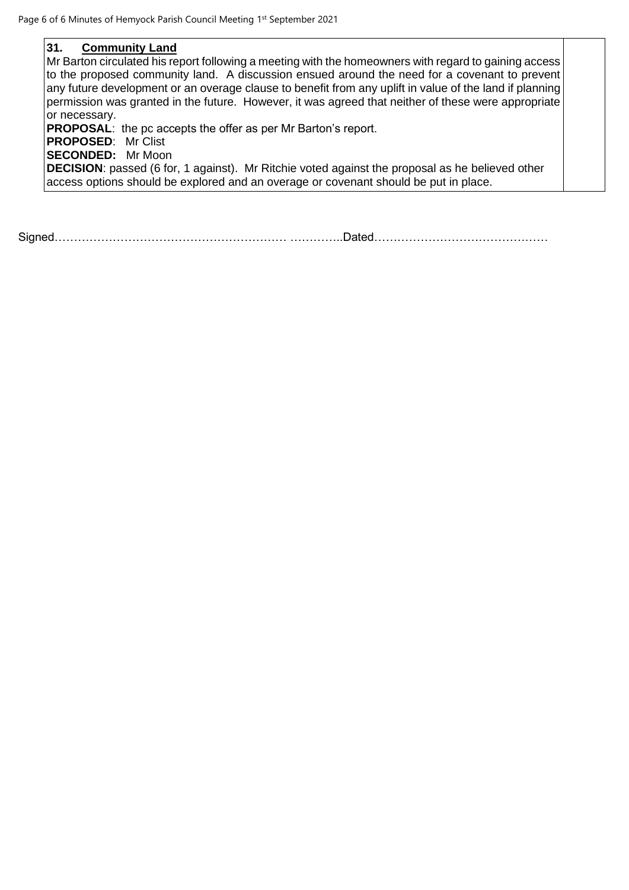## 31. Community Land

Mr Barton circulated his report following a meeting with the homeowners with regard to gaining access to the proposed community land. A discussion ensued around the need for a covenant to prevent any future development or an overage clause to benefit from any uplift in value of the land if planning permission was granted in the future. However, it was agreed that neither of these were appropriate or necessary.

**PROPOSAL**: the pc accepts the offer as per Mr Barton's report.

**PROPOSED**: Mr Clist

**SECONDED:** Mr Moon

**DECISION**: passed (6 for, 1 against). Mr Ritchie voted against the proposal as he believed other access options should be explored and an overage or covenant should be put in place.

Signed………………………………………………… …………..Dated……………………………………